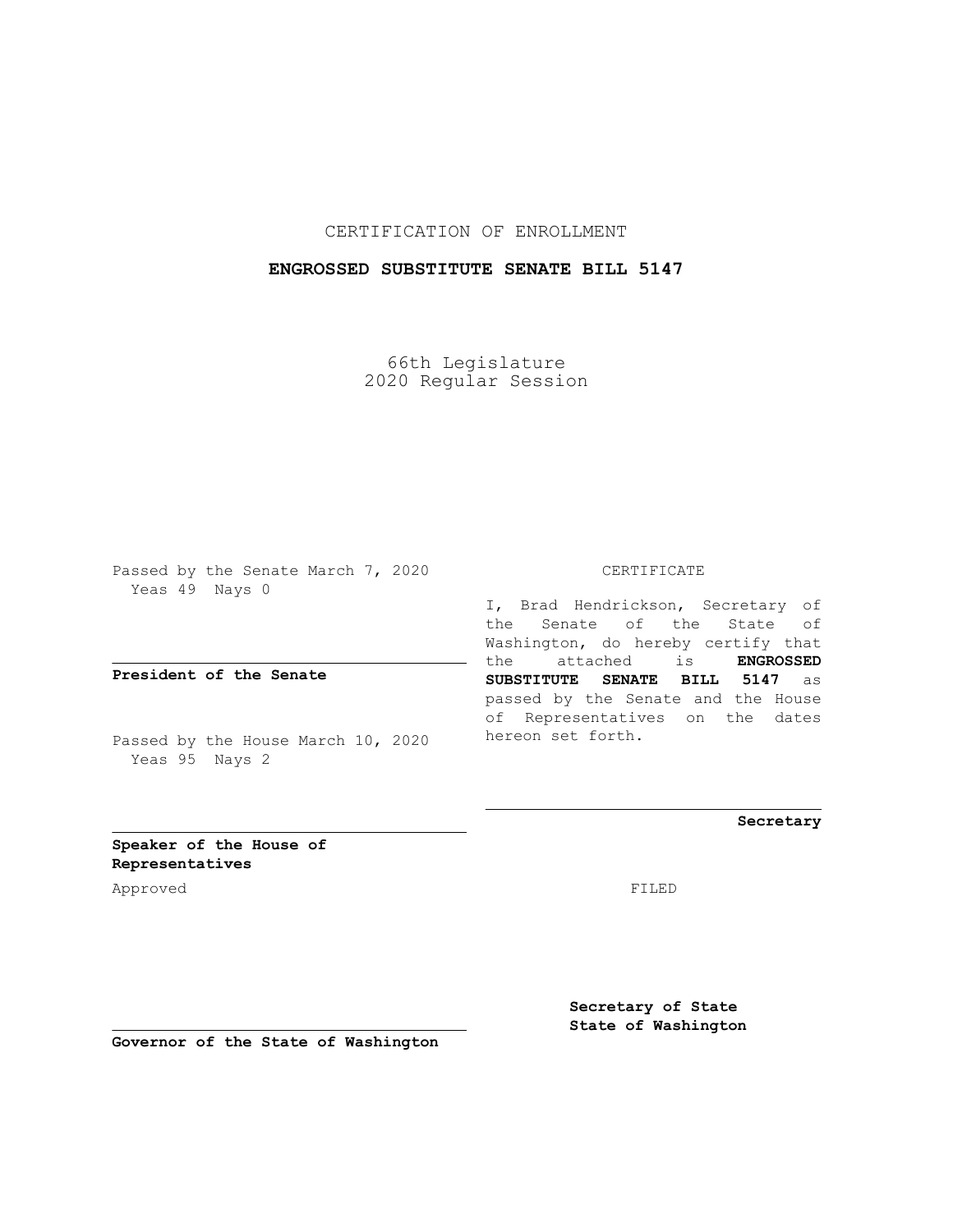CERTIFICATION OF ENROLLMENT

**ENGROSSED SUBSTITUTE SENATE BILL 5147**

66th Legislature
2020 Regular Session

Passed by the Senate March 7, 2020
Yeas 49 Nays 0

**President of the Senate**

Passed by the House March 10, 2020
Yeas 95 Nays 2

**Speaker of the House of Representatives**

Approved

**Governor of the State of Washington**

CERTIFICATE

I, Brad Hendrickson, Secretary of the Senate of the State of Washington, do hereby certify that the attached is **ENGROSSED SUBSTITUTE SENATE BILL 5147** as passed by the Senate and the House of Representatives on the dates hereon set forth.

**Secretary**

FILED

**Secretary of State**
**State of Washington**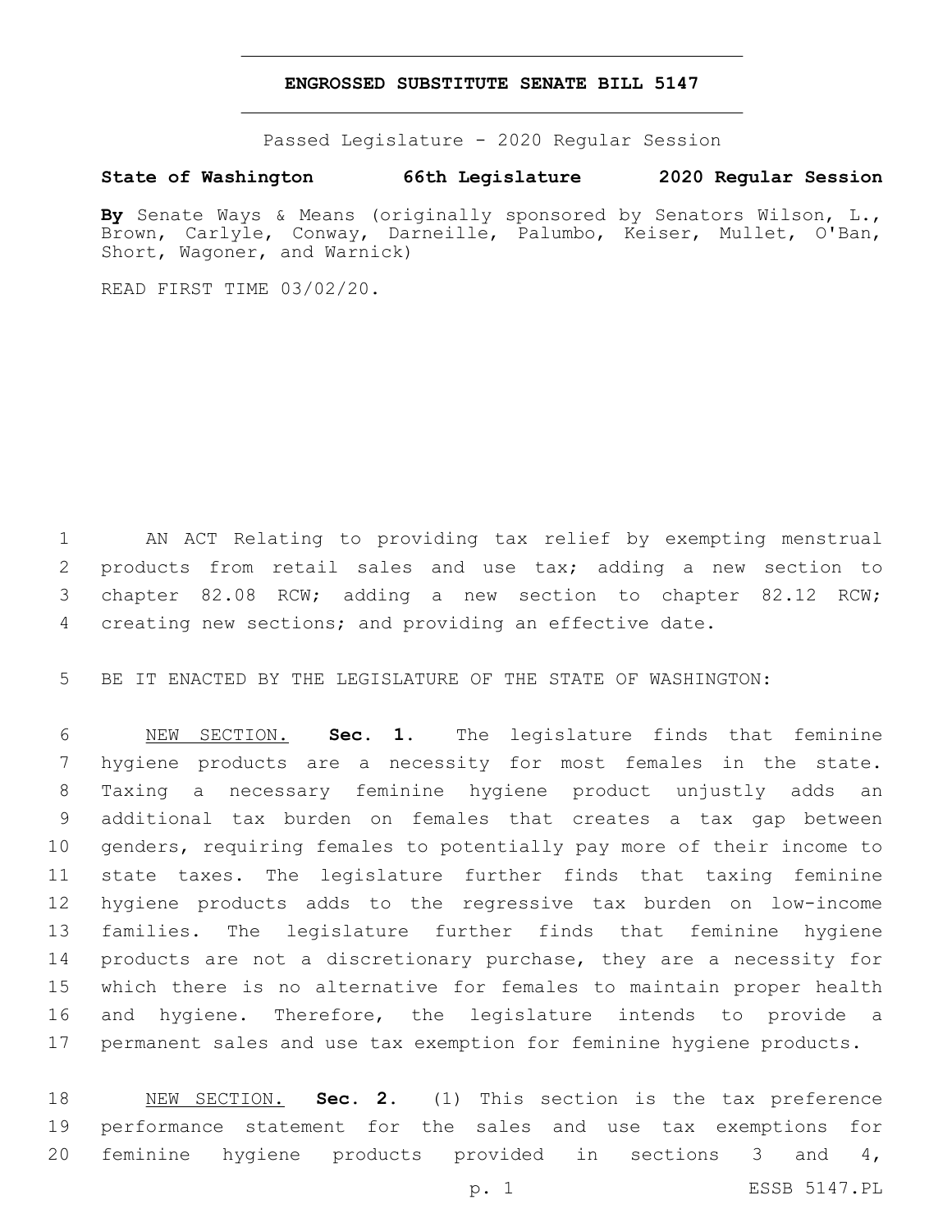**ENGROSSED SUBSTITUTE SENATE BILL 5147**

Passed Legislature - 2020 Regular Session

**State of Washington 66th Legislature 2020 Regular Session**

**By** Senate Ways & Means (originally sponsored by Senators Wilson, L., Brown, Carlyle, Conway, Darneille, Palumbo, Keiser, Mullet, O'Ban, Short, Wagoner, and Warnick)

READ FIRST TIME 03/02/20.

AN ACT Relating to providing tax relief by exempting menstrual products from retail sales and use tax; adding a new section to chapter 82.08 RCW; adding a new section to chapter 82.12 RCW; creating new sections; and providing an effective date.

BE IT ENACTED BY THE LEGISLATURE OF THE STATE OF WASHINGTON:

NEW SECTION. **Sec. 1.** The legislature finds that feminine hygiene products are a necessity for most females in the state. Taxing a necessary feminine hygiene product unjustly adds an additional tax burden on females that creates a tax gap between genders, requiring females to potentially pay more of their income to state taxes. The legislature further finds that taxing feminine hygiene products adds to the regressive tax burden on low-income families. The legislature further finds that feminine hygiene products are not a discretionary purchase, they are a necessity for which there is no alternative for females to maintain proper health and hygiene. Therefore, the legislature intends to provide a permanent sales and use tax exemption for feminine hygiene products.

NEW SECTION. **Sec. 2.** (1) This section is the tax preference performance statement for the sales and use tax exemptions for feminine hygiene products provided in sections 3 and 4,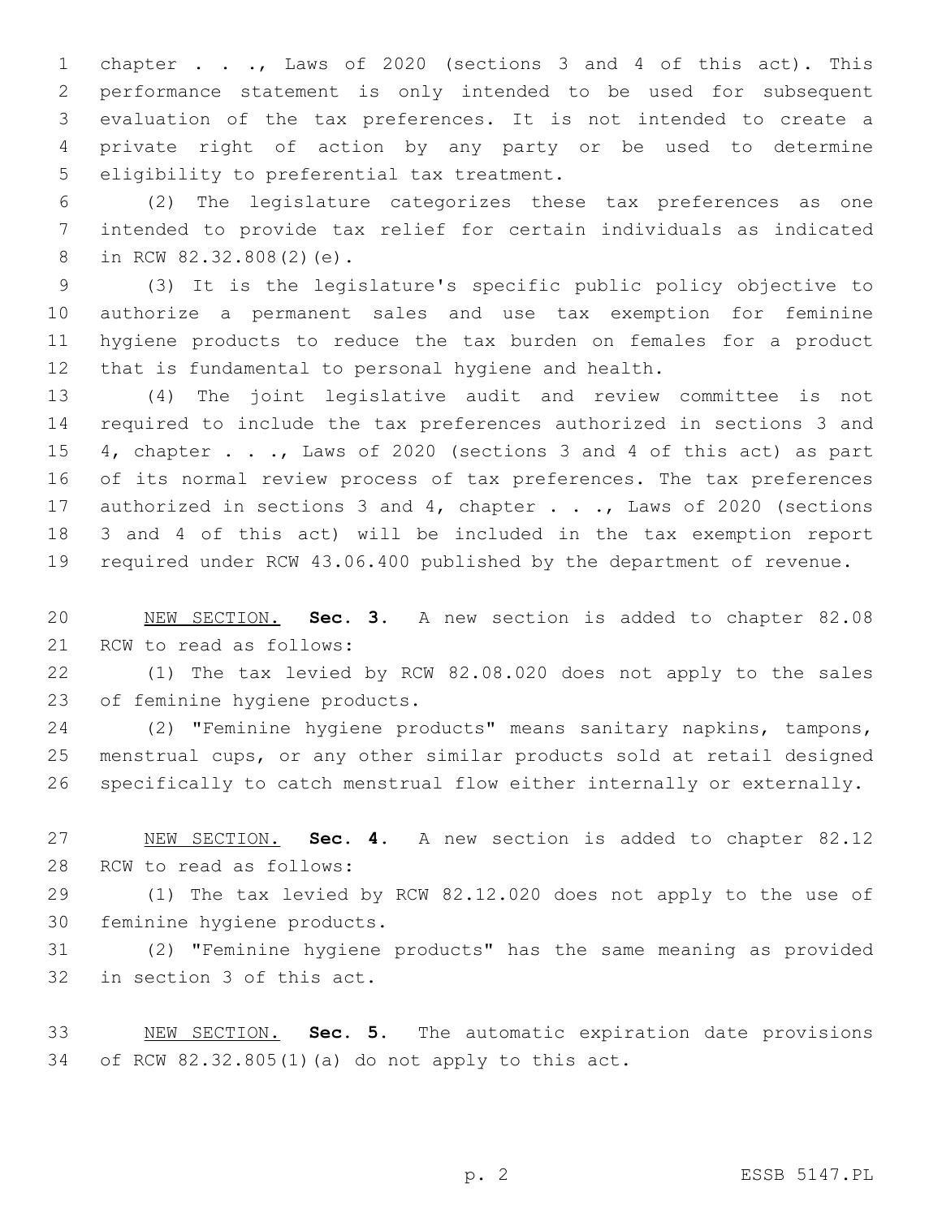chapter . . ., Laws of 2020 (sections 3 and 4 of this act). This performance statement is only intended to be used for subsequent evaluation of the tax preferences. It is not intended to create a private right of action by any party or be used to determine eligibility to preferential tax treatment.

(2) The legislature categorizes these tax preferences as one intended to provide tax relief for certain individuals as indicated in RCW 82.32.808(2)(e).

(3) It is the legislature's specific public policy objective to authorize a permanent sales and use tax exemption for feminine hygiene products to reduce the tax burden on females for a product that is fundamental to personal hygiene and health.

(4) The joint legislative audit and review committee is not required to include the tax preferences authorized in sections 3 and 4, chapter . . ., Laws of 2020 (sections 3 and 4 of this act) as part of its normal review process of tax preferences. The tax preferences authorized in sections 3 and 4, chapter . . ., Laws of 2020 (sections 3 and 4 of this act) will be included in the tax exemption report required under RCW 43.06.400 published by the department of revenue.

NEW SECTION. **Sec. 3.** A new section is added to chapter 82.08 RCW to read as follows:

(1) The tax levied by RCW 82.08.020 does not apply to the sales of feminine hygiene products.

(2) "Feminine hygiene products" means sanitary napkins, tampons, menstrual cups, or any other similar products sold at retail designed specifically to catch menstrual flow either internally or externally.

NEW SECTION. **Sec. 4.** A new section is added to chapter 82.12 RCW to read as follows:

(1) The tax levied by RCW 82.12.020 does not apply to the use of feminine hygiene products.

(2) "Feminine hygiene products" has the same meaning as provided in section 3 of this act.

NEW SECTION. **Sec. 5.** The automatic expiration date provisions of RCW 82.32.805(1)(a) do not apply to this act.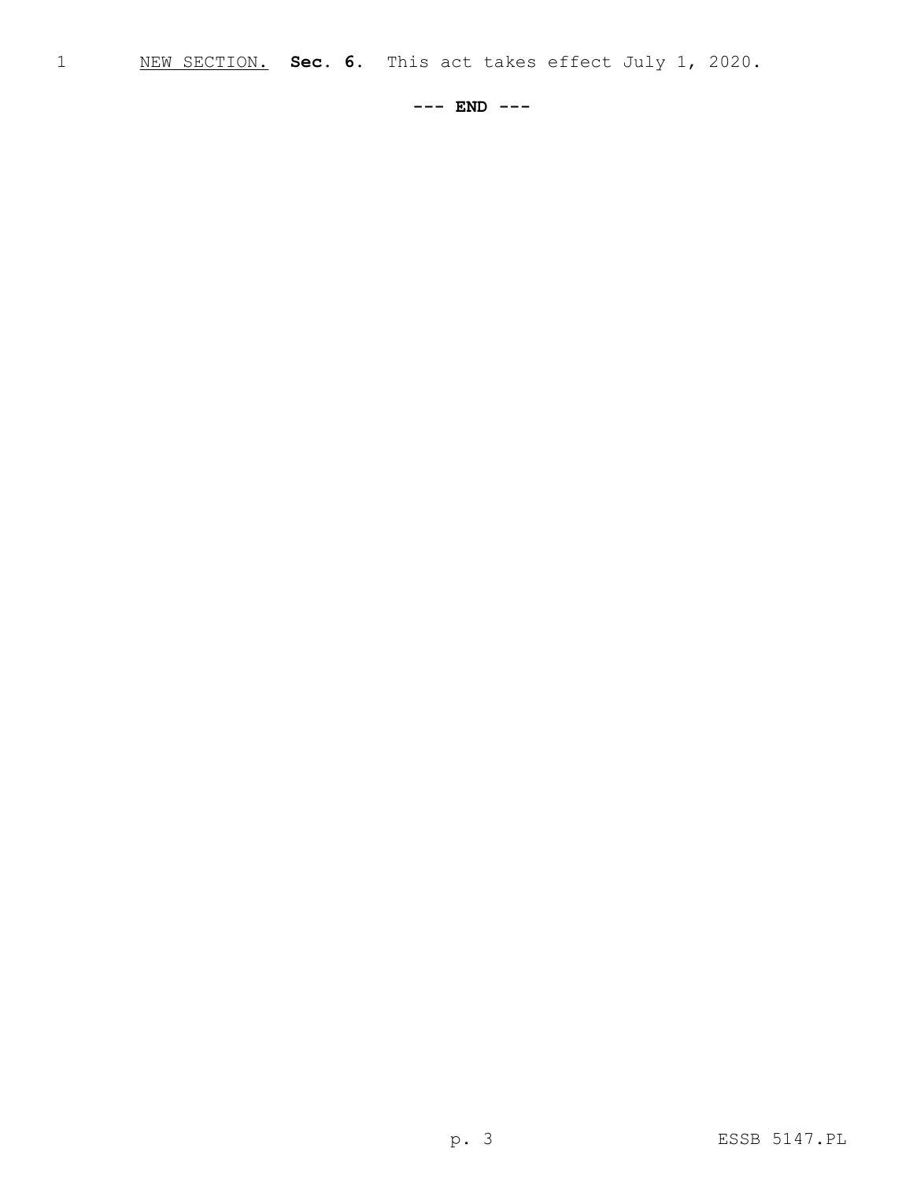<u>NEW SECTION.</u> **Sec. 6.** This act takes effect July 1, 2020.

**--- END ---**